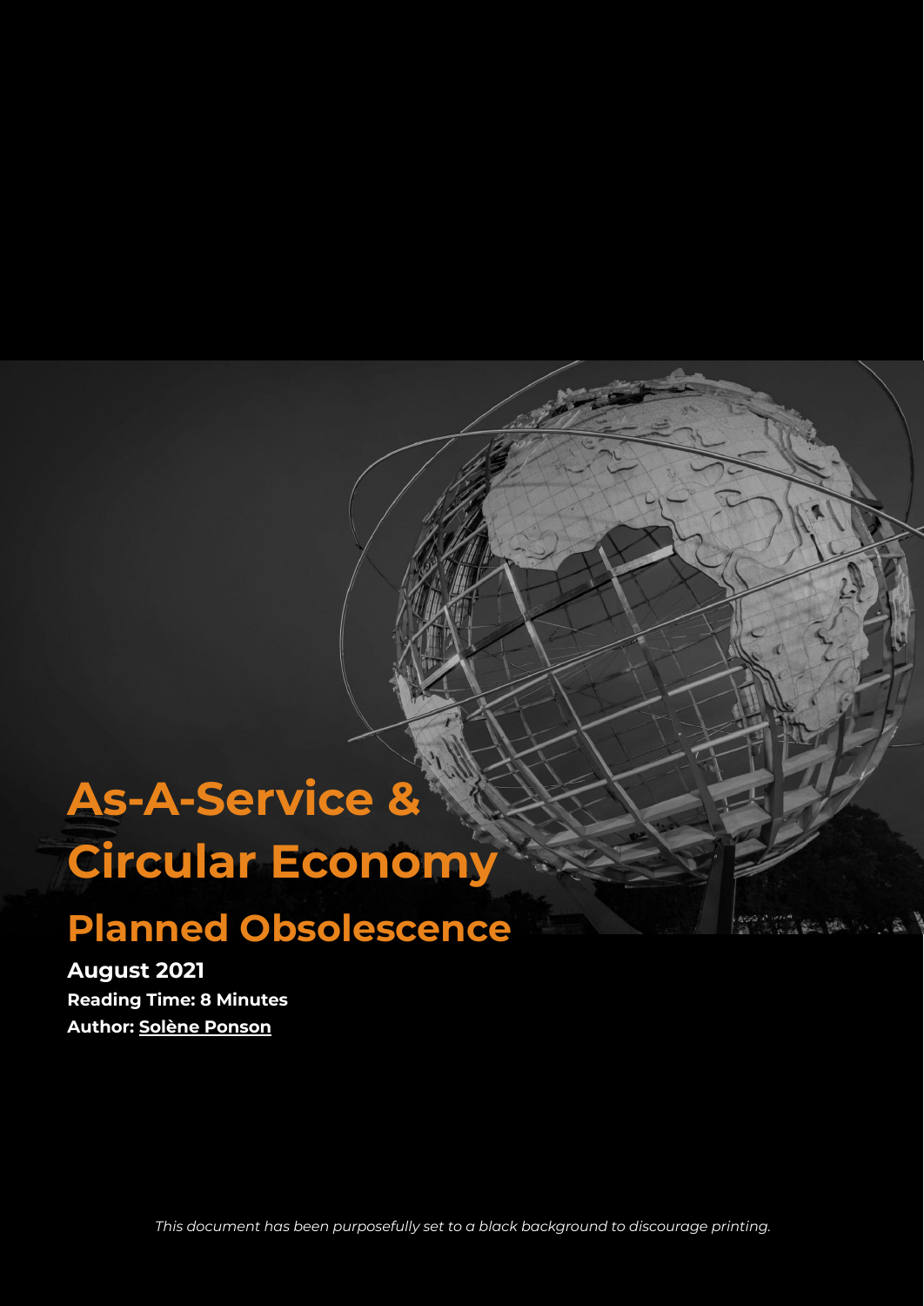# As-A-Service & Circular Economy

## Planned Obsolescence

**August 2021**

**Reading Time: 8 Minutes**

**Author: Solène Ponson**

*This document has been purposefully set to a black background to discourage printing.*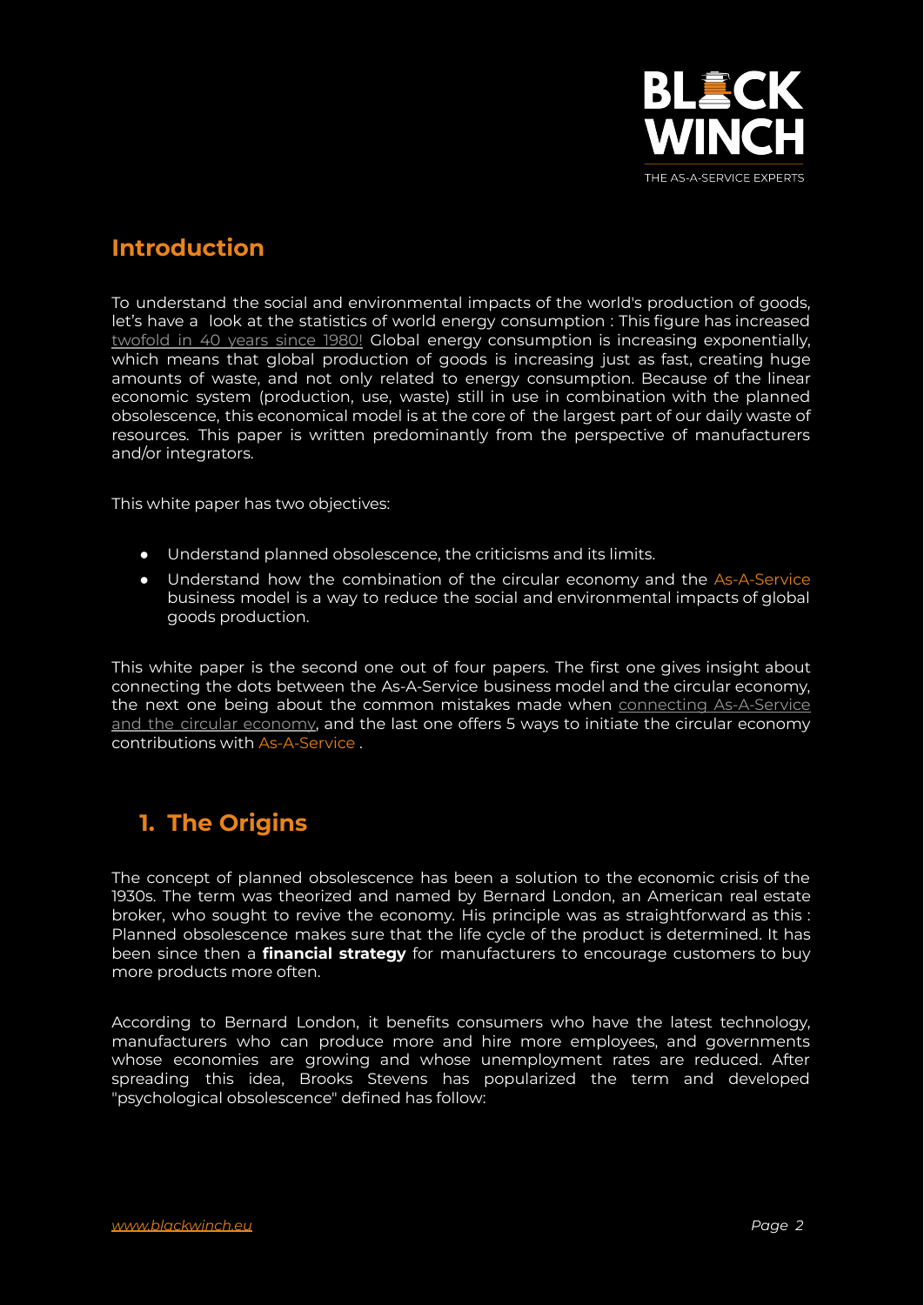## Introduction

To understand the social and environmental impacts of the world's production of goods, let's have a look at the statistics of world energy consumption : This figure has increased twofold in 40 years since 1980! Global energy consumption is increasing exponentially, which means that global production of goods is increasing just as fast, creating huge amounts of waste, and not only related to energy consumption. Because of the linear economic system (production, use, waste) still in use in combination with the planned obsolescence, this economical model is at the core of the largest part of our daily waste of resources. This paper is written predominantly from the perspective of manufacturers and/or integrators.

This white paper has two objectives:

- Understand planned obsolescence, the criticisms and its limits.
- Understand how the combination of the circular economy and the As-A-Service business model is a way to reduce the social and environmental impacts of global goods production.

This white paper is the second one out of four papers. The first one gives insight about connecting the dots between the As-A-Service business model and the circular economy, the next one being about the common mistakes made when connecting As-A-Service and the circular economy, and the last one offers 5 ways to initiate the circular economy contributions with As-A-Service .

## 1. The Origins

The concept of planned obsolescence has been a solution to the economic crisis of the 1930s. The term was theorized and named by Bernard London, an American real estate broker, who sought to revive the economy. His principle was as straightforward as this : Planned obsolescence makes sure that the life cycle of the product is determined. It has been since then a **financial strategy** for manufacturers to encourage customers to buy more products more often.

According to Bernard London, it benefits consumers who have the latest technology, manufacturers who can produce more and hire more employees, and governments whose economies are growing and whose unemployment rates are reduced. After spreading this idea, Brooks Stevens has popularized the term and developed "psychological obsolescence" defined has follow: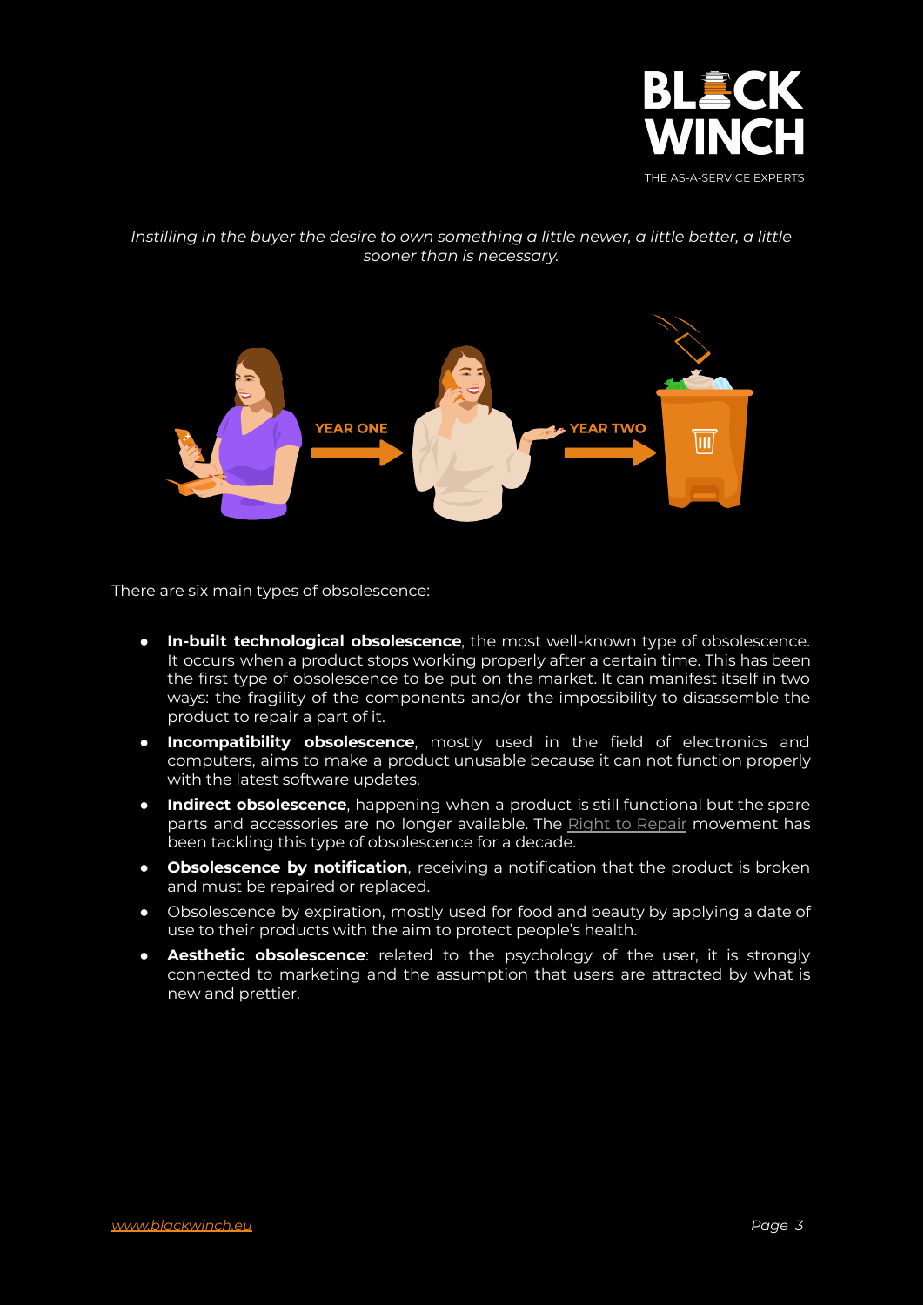*Instilling in the buyer the desire to own something a little newer, a little better, a little sooner than is necessary.*

There are six main types of obsolescence:

- **In-built technological obsolescence**, the most well-known type of obsolescence. It occurs when a product stops working properly after a certain time. This has been the first type of obsolescence to be put on the market. It can manifest itself in two ways: the fragility of the components and/or the impossibility to disassemble the product to repair a part of it.
- **Incompatibility obsolescence**, mostly used in the field of electronics and computers, aims to make a product unusable because it can not function properly with the latest software updates.
- **Indirect obsolescence**, happening when a product is still functional but the spare parts and accessories are no longer available. The Right to Repair movement has been tackling this type of obsolescence for a decade.
- **Obsolescence by notification**, receiving a notification that the product is broken and must be repaired or replaced.
- Obsolescence by expiration, mostly used for food and beauty by applying a date of use to their products with the aim to protect people's health.
- **Aesthetic obsolescence**: related to the psychology of the user, it is strongly connected to marketing and the assumption that users are attracted by what is new and prettier.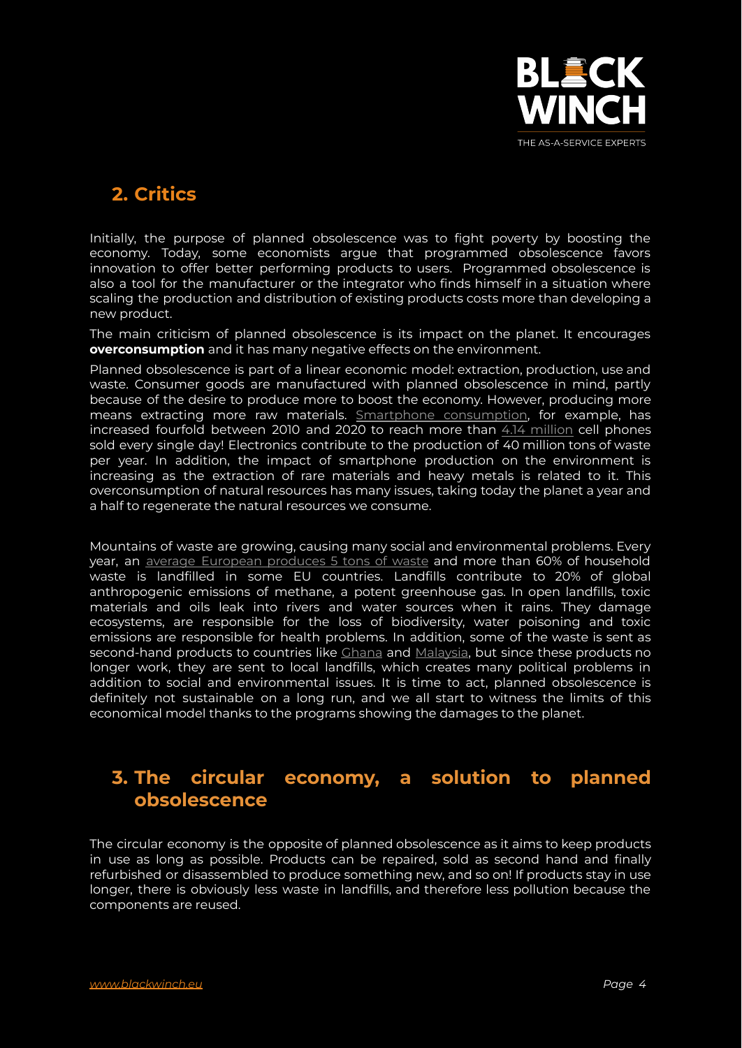## 2. Critics

Initially, the purpose of planned obsolescence was to fight poverty by boosting the economy. Today, some economists argue that programmed obsolescence favors innovation to offer better performing products to users. Programmed obsolescence is also a tool for the manufacturer or the integrator who finds himself in a situation where scaling the production and distribution of existing products costs more than developing a new product.

The main criticism of planned obsolescence is its impact on the planet. It encourages **overconsumption** and it has many negative effects on the environment.

Planned obsolescence is part of a linear economic model: extraction, production, use and waste. Consumer goods are manufactured with planned obsolescence in mind, partly because of the desire to produce more to boost the economy. However, producing more means extracting more raw materials. Smartphone consumption, for example, has increased fourfold between 2010 and 2020 to reach more than 4.14 million cell phones sold every single day! Electronics contribute to the production of 40 million tons of waste per year. In addition, the impact of smartphone production on the environment is increasing as the extraction of rare materials and heavy metals is related to it. This overconsumption of natural resources has many issues, taking today the planet a year and a half to regenerate the natural resources we consume.

Mountains of waste are growing, causing many social and environmental problems. Every year, an average European produces 5 tons of waste and more than 60% of household waste is landfilled in some EU countries. Landfills contribute to 20% of global anthropogenic emissions of methane, a potent greenhouse gas. In open landfills, toxic materials and oils leak into rivers and water sources when it rains. They damage ecosystems, are responsible for the loss of biodiversity, water poisoning and toxic emissions are responsible for health problems. In addition, some of the waste is sent as second-hand products to countries like Ghana and Malaysia, but since these products no longer work, they are sent to local landfills, which creates many political problems in addition to social and environmental issues. It is time to act, planned obsolescence is definitely not sustainable on a long run, and we all start to witness the limits of this economical model thanks to the programs showing the damages to the planet.

## 3. The circular economy, a solution to planned obsolescence

The circular economy is the opposite of planned obsolescence as it aims to keep products in use as long as possible. Products can be repaired, sold as second hand and finally refurbished or disassembled to produce something new, and so on! If products stay in use longer, there is obviously less waste in landfills, and therefore less pollution because the components are reused.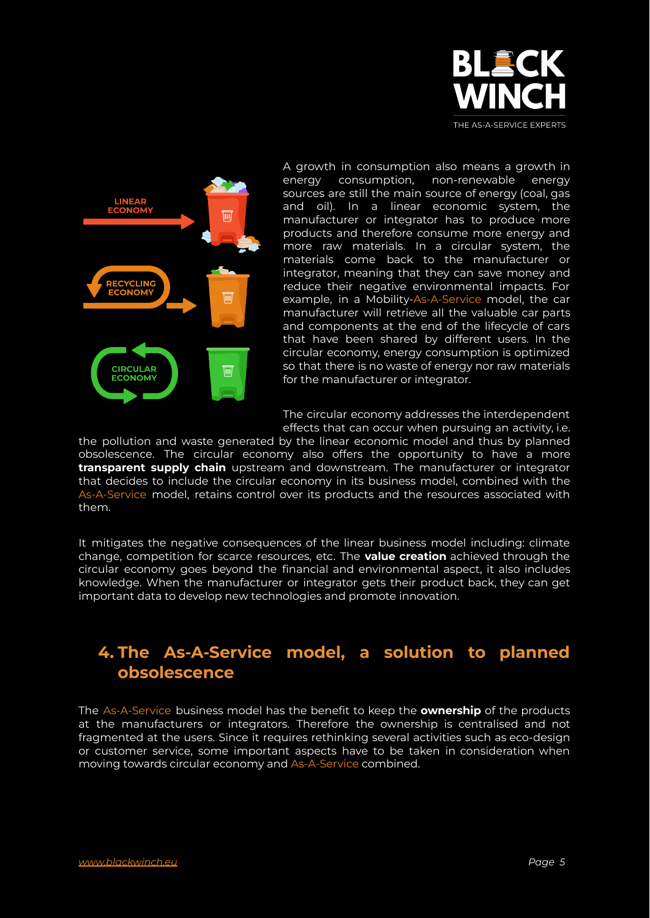A growth in consumption also means a growth in energy consumption, non-renewable energy sources are still the main source of energy (coal, gas and oil). In a linear economic system, the manufacturer or integrator has to produce more products and therefore consume more energy and more raw materials. In a circular system, the materials come back to the manufacturer or integrator, meaning that they can save money and reduce their negative environmental impacts. For example, in a Mobility-As-A-Service model, the car manufacturer will retrieve all the valuable car parts and components at the end of the lifecycle of cars that have been shared by different users. In the circular economy, energy consumption is optimized so that there is no waste of energy nor raw materials for the manufacturer or integrator.

The circular economy addresses the interdependent effects that can occur when pursuing an activity, i.e. the pollution and waste generated by the linear economic model and thus by planned obsolescence. The circular economy also offers the opportunity to have a more **transparent supply chain** upstream and downstream. The manufacturer or integrator that decides to include the circular economy in its business model, combined with the As-A-Service model, retains control over its products and the resources associated with them.

It mitigates the negative consequences of the linear business model including: climate change, competition for scarce resources, etc. The **value creation** achieved through the circular economy goes beyond the financial and environmental aspect, it also includes knowledge. When the manufacturer or integrator gets their product back, they can get important data to develop new technologies and promote innovation.

## 4. The As-A-Service model, a solution to planned obsolescence

The As-A-Service business model has the benefit to keep the **ownership** of the products at the manufacturers or integrators. Therefore the ownership is centralised and not fragmented at the users. Since it requires rethinking several activities such as eco-design or customer service, some important aspects have to be taken in consideration when moving towards circular economy and As-A-Service combined.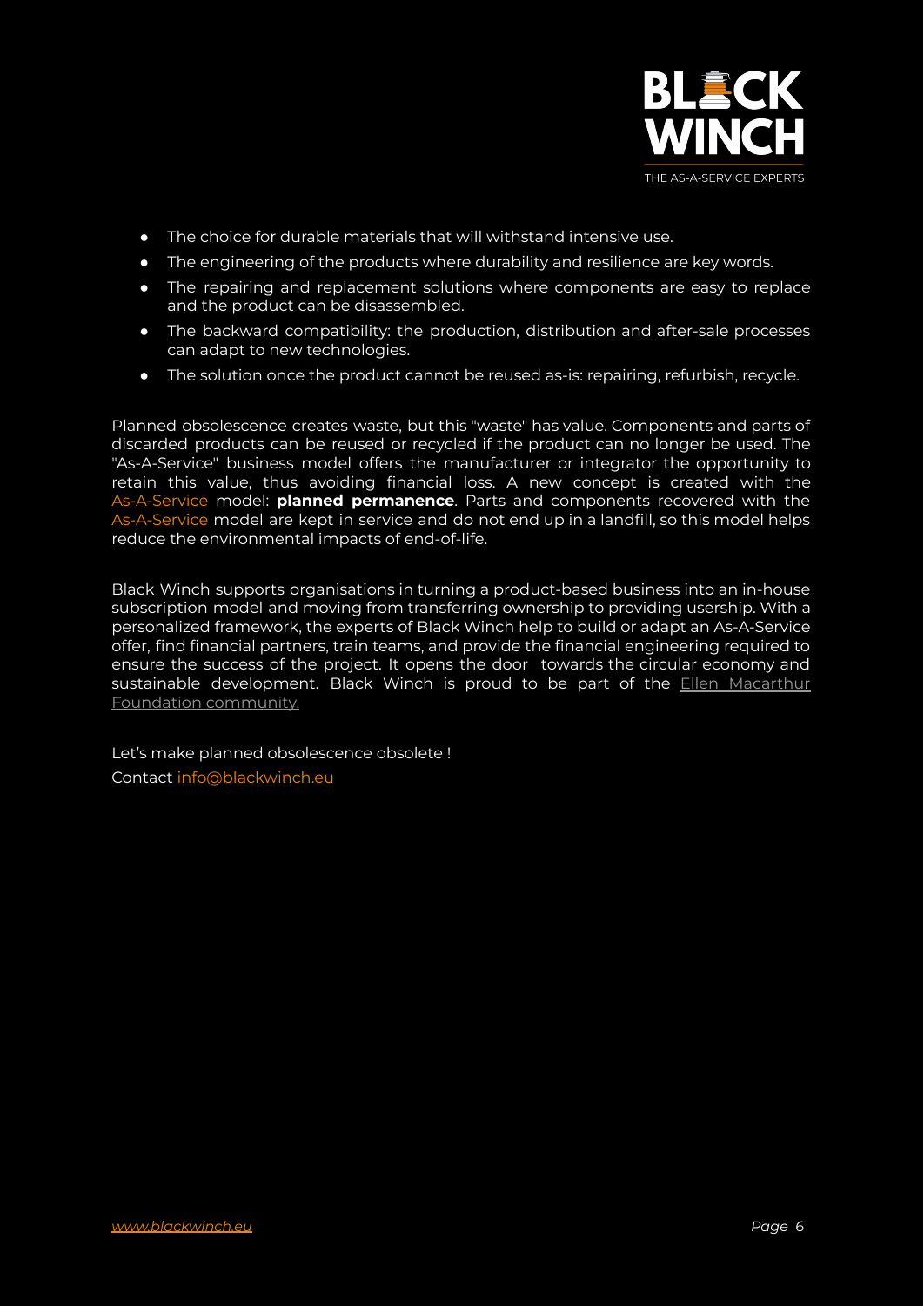- The choice for durable materials that will withstand intensive use.
- The engineering of the products where durability and resilience are key words.
- The repairing and replacement solutions where components are easy to replace and the product can be disassembled.
- The backward compatibility: the production, distribution and after-sale processes can adapt to new technologies.
- The solution once the product cannot be reused as-is: repairing, refurbish, recycle.

Planned obsolescence creates waste, but this "waste" has value. Components and parts of discarded products can be reused or recycled if the product can no longer be used. The "As-A-Service" business model offers the manufacturer or integrator the opportunity to retain this value, thus avoiding financial loss. A new concept is created with the As-A-Service model: **planned permanence**. Parts and components recovered with the As-A-Service model are kept in service and do not end up in a landfill, so this model helps reduce the environmental impacts of end-of-life.

Black Winch supports organisations in turning a product-based business into an in-house subscription model and moving from transferring ownership to providing usership. With a personalized framework, the experts of Black Winch help to build or adapt an As-A-Service offer, find financial partners, train teams, and provide the financial engineering required to ensure the success of the project. It opens the door towards the circular economy and sustainable development. Black Winch is proud to be part of the Ellen Macarthur Foundation community.

Let's make planned obsolescence obsolete !

Contact info@blackwinch.eu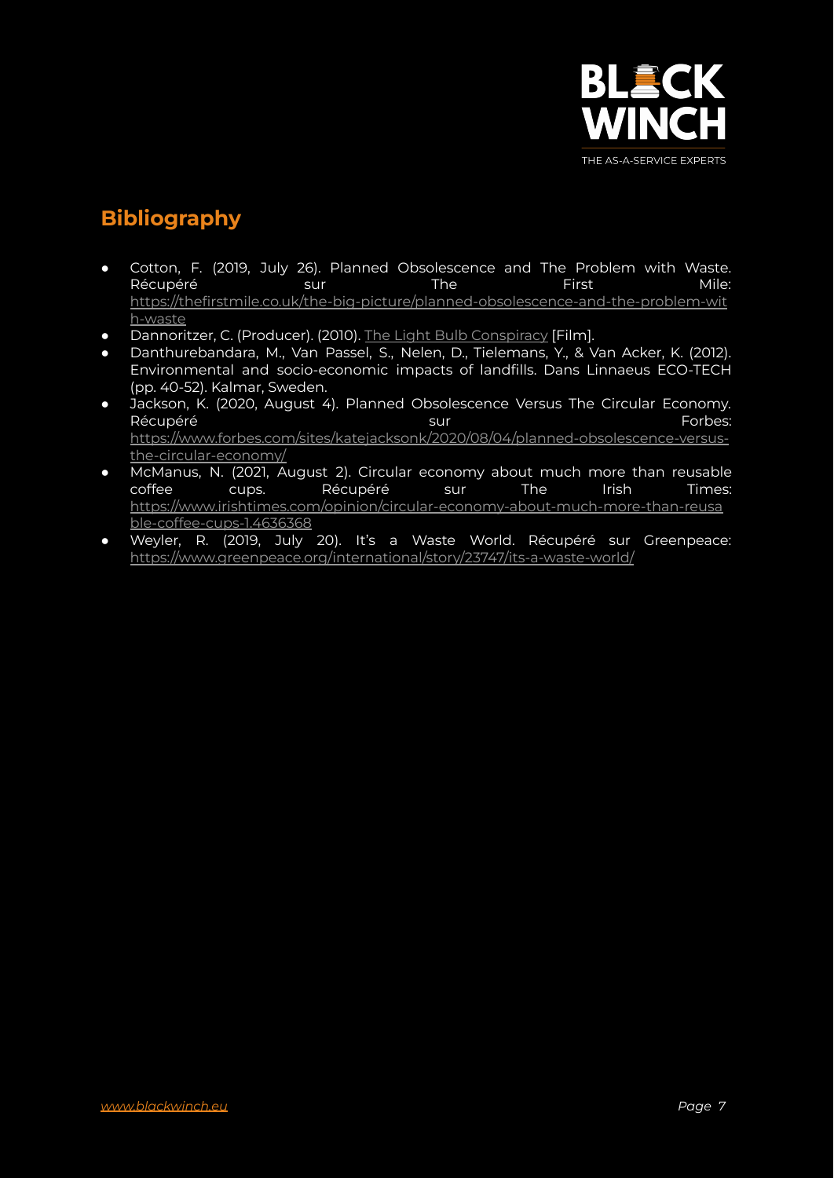## Bibliography

- Cotton, F. (2019, July 26). Planned Obsolescence and The Problem with Waste. Récupéré sur The First Mile: https://thefirstmile.co.uk/the-big-picture/planned-obsolescence-and-the-problem-with-waste
- Dannoritzer, C. (Producer). (2010). The Light Bulb Conspiracy [Film].
- Danthurebandara, M., Van Passel, S., Nelen, D., Tielemans, Y., & Van Acker, K. (2012). Environmental and socio-economic impacts of landfills. Dans Linnaeus ECO-TECH (pp. 40-52). Kalmar, Sweden.
- Jackson, K. (2020, August 4). Planned Obsolescence Versus The Circular Economy. Récupéré sur Forbes: https://www.forbes.com/sites/katejacksonk/2020/08/04/planned-obsolescence-versus-the-circular-economy/
- McManus, N. (2021, August 2). Circular economy about much more than reusable coffee cups. Récupéré sur The Irish Times: https://www.irishtimes.com/opinion/circular-economy-about-much-more-than-reusable-coffee-cups-1.4636368
- Weyler, R. (2019, July 20). It's a Waste World. Récupéré sur Greenpeace: https://www.greenpeace.org/international/story/23747/its-a-waste-world/